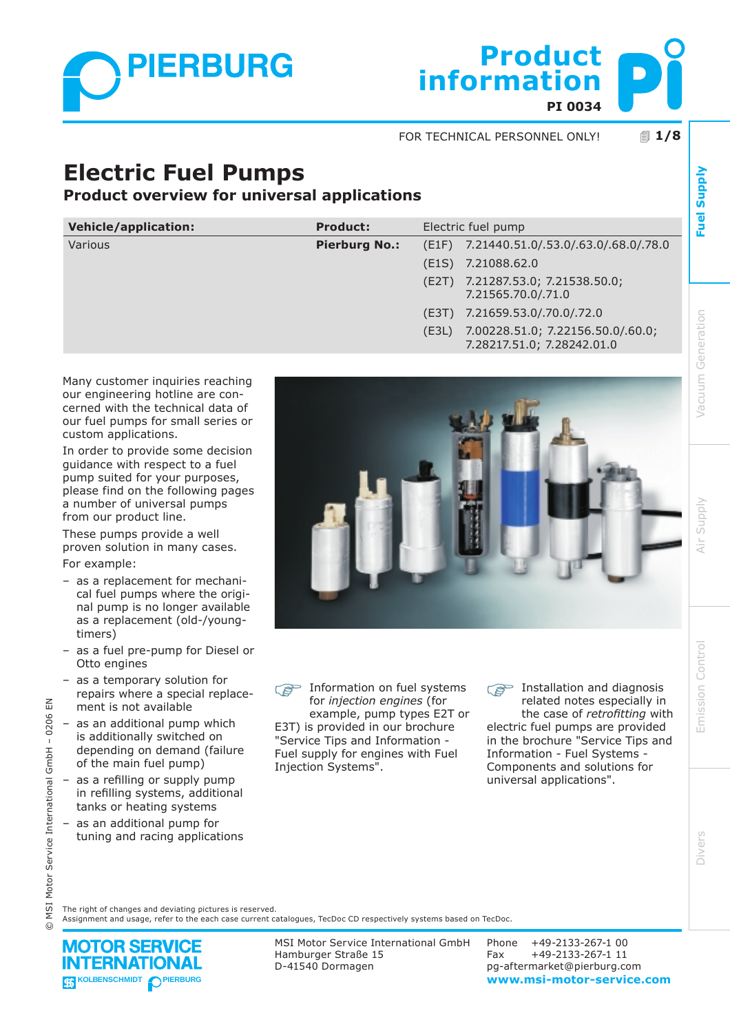# Electric Fuel Pumps

## Product overview for universal applications

| Vehicle/application: | Product: | Electric fuel pump | |
|---|---|---|---|
| Various | Pierburg No.: | (E1F) | 7.21440.51.0/.53.0/.63.0/.68.0/.78.0 |
| | | (E1S) | 7.21088.62.0 |
| | | (E2T) | 7.21287.53.0; 7.21538.50.0; 7.21565.70.0/.71.0 |
| | | (E3T) | 7.21659.53.0/.70.0/.72.0 |
| | | (E3L) | 7.00228.51.0; 7.22156.50.0/.60.0; 7.28217.51.0; 7.28242.01.0 |

Many customer inquiries reaching our engineering hotline are concerned with the technical data of our fuel pumps for small series or custom applications.

In order to provide some decision guidance with respect to a fuel pump suited for your purposes, please find on the following pages a number of universal pumps from our product line.

These pumps provide a well proven solution in many cases.

For example:

- as a replacement for mechanical fuel pumps where the original pump is no longer available as a replacement (old-/youngtimers)
- as a fuel pre-pump for Diesel or Otto engines
- as a temporary solution for repairs where a special replacement is not available
- as an additional pump which is additionally switched on depending on demand (failure of the main fuel pump)
- as a refilling or supply pump in refilling systems, additional tanks or heating systems
- as an additional pump for tuning and racing applications

Information on fuel systems for *injection engines* (for example, pump types E2T or E3T) is provided in our brochure "Service Tips and Information - Fuel supply for engines with Fuel Injection Systems".

Installation and diagnosis related notes especially in the case of *retrofitting* with electric fuel pumps are provided in the brochure "Service Tips and Information - Fuel Systems - Components and solutions for universal applications".

The right of changes and deviating pictures is reserved.
Assignment and usage, refer to the each case current catalogues, TecDoc CD respectively systems based on TecDoc.

MSI Motor Service International GmbH
Hamburger Straße 15
D-41540 Dormagen

Phone +49-2133-267-1 00
Fax +49-2133-267-1 11
pg-aftermarket@pierburg.com
www.msi-motor-service.com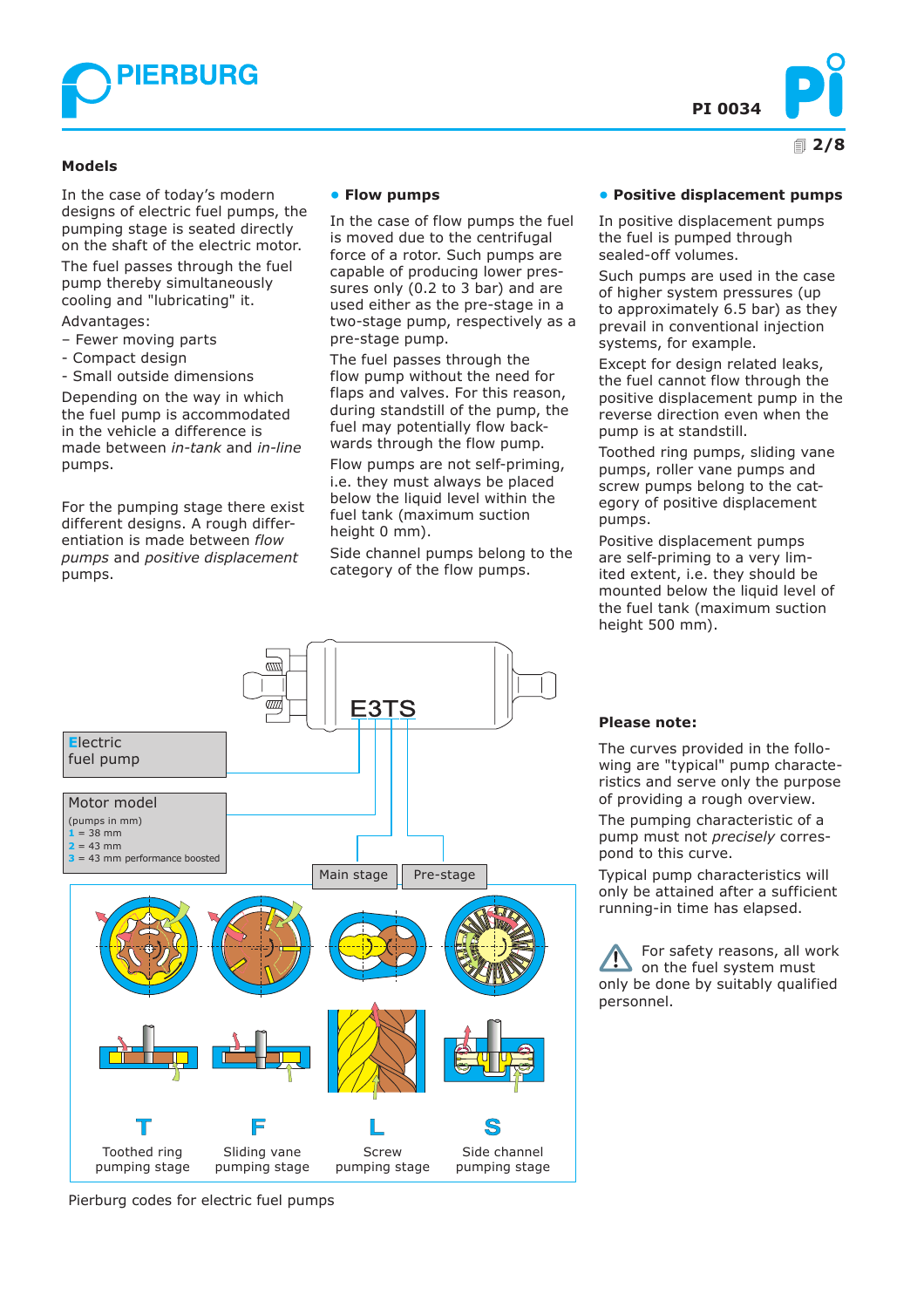## Models

In the case of today's modern designs of electric fuel pumps, the pumping stage is seated directly on the shaft of the electric motor.

The fuel passes through the fuel pump thereby simultaneously cooling and "lubricating" it.

Advantages:

- Fewer moving parts
- Compact design
- Small outside dimensions

Depending on the way in which the fuel pump is accommodated in the vehicle a difference is made between *in-tank* and *in-line* pumps.

For the pumping stage there exist different designs. A rough differentiation is made between *flow pumps* and *positive displacement* pumps.

### • Flow pumps

In the case of flow pumps the fuel is moved due to the centrifugal force of a rotor. Such pumps are capable of producing lower pressures only (0.2 to 3 bar) and are used either as the pre-stage in a two-stage pump, respectively as a pre-stage pump.

The fuel passes through the flow pump without the need for flaps and valves. For this reason, during standstill of the pump, the fuel may potentially flow backwards through the flow pump.

Flow pumps are not self-priming, i.e. they must always be placed below the liquid level within the fuel tank (maximum suction height 0 mm).

Side channel pumps belong to the category of the flow pumps.

### • Positive displacement pumps

In positive displacement pumps the fuel is pumped through sealed-off volumes.

Such pumps are used in the case of higher system pressures (up to approximately 6.5 bar) as they prevail in conventional injection systems, for example.

Except for design related leaks, the fuel cannot flow through the positive displacement pump in the reverse direction even when the pump is at standstill.

Toothed ring pumps, sliding vane pumps, roller vane pumps and screw pumps belong to the category of positive displacement pumps.

Positive displacement pumps are self-priming to a very limited extent, i.e. they should be mounted below the liquid level of the fuel tank (maximum suction height 500 mm).

E3TS

Electric fuel pump

Motor model
(pumps in mm)
1 = 38 mm
2 = 43 mm
3 = 43 mm performance boosted

Main stage | Pre-stage

T — Toothed ring pumping stage

F — Sliding vane pumping stage

L — Screw pumping stage

S — Side channel pumping stage

Pierburg codes for electric fuel pumps

**Please note:**

The curves provided in the following are "typical" pump characteristics and serve only the purpose of providing a rough overview.

The pumping characteristic of a pump must not *precisely* correspond to this curve.

Typical pump characteristics will only be attained after a sufficient running-in time has elapsed.

⚠ For safety reasons, all work on the fuel system must only be done by suitably qualified personnel.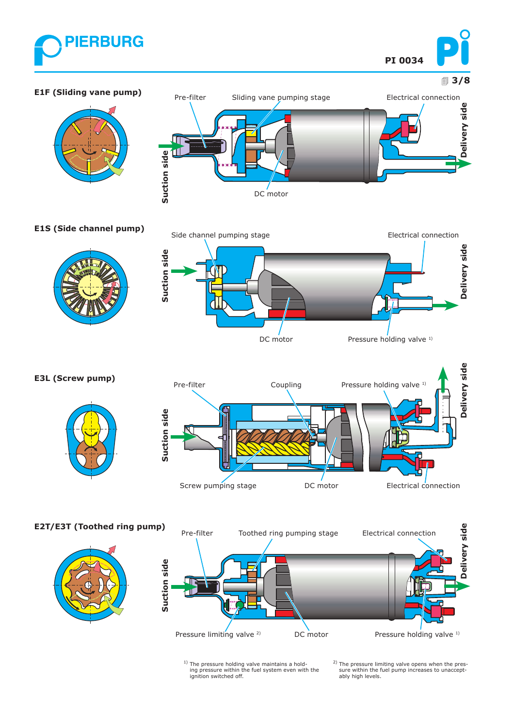### E1F (Sliding vane pump)

Pre-filter — Sliding vane pumping stage — Electrical connection — Suction side — Delivery side — DC motor

### E1S (Side channel pump)

Side channel pumping stage — Electrical connection — Suction side — Delivery side — DC motor — Pressure holding valve [1]

### E3L (Screw pump)

Pre-filter — Coupling — Pressure holding valve [1] — Suction side — Delivery side — Screw pumping stage — DC motor — Electrical connection

### E2T/E3T (Toothed ring pump)

Pre-filter — Toothed ring pumping stage — Electrical connection — Suction side — Delivery side — Pressure limiting valve [2] — DC motor — Pressure holding valve [1]

[1] The pressure holding valve maintains a holding pressure within the fuel system even with the ignition switched off.

[2] The pressure limiting valve opens when the pressure within the fuel pump increases to unacceptably high levels.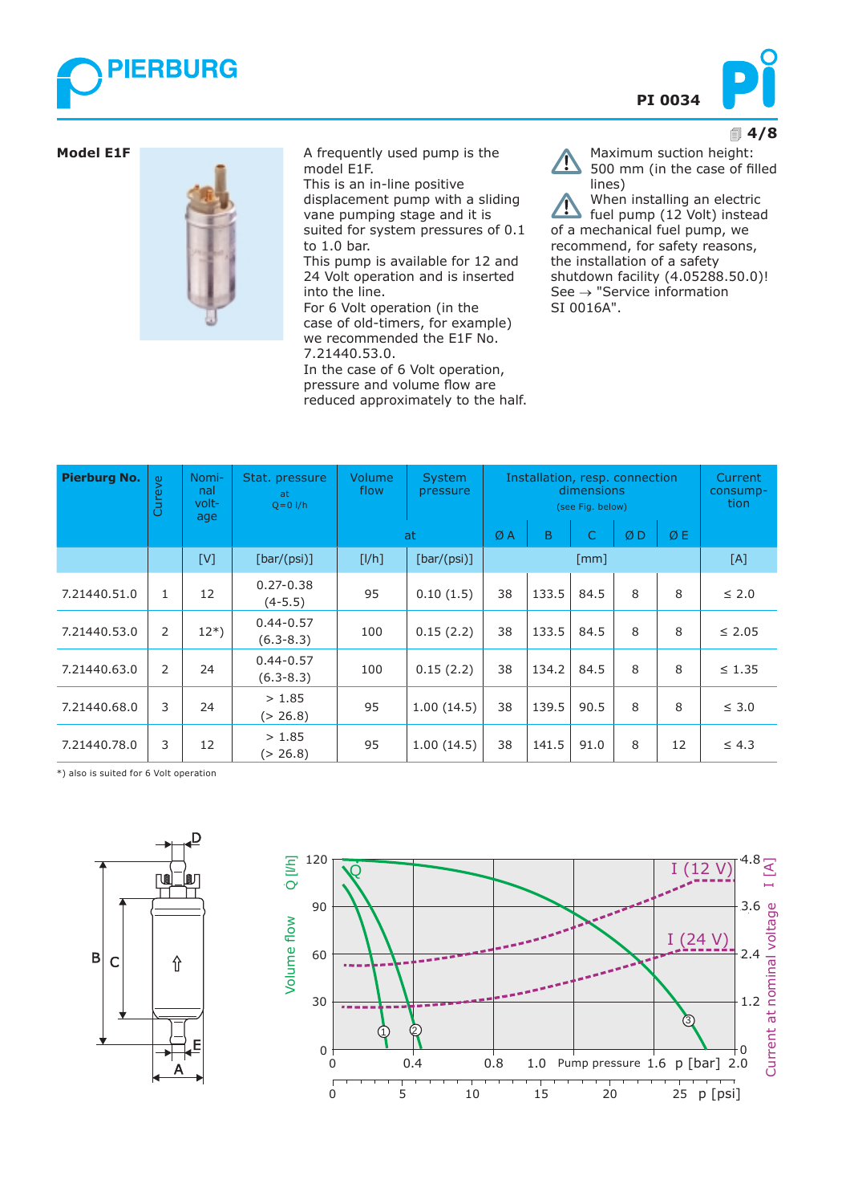## Model E1F

A frequently used pump is the model E1F.
This is an in-line positive displacement pump with a sliding vane pumping stage and it is suited for system pressures of 0.1 to 1.0 bar.
This pump is available for 12 and 24 Volt operation and is inserted into the line.
For 6 Volt operation (in the case of old-timers, for example) we recommended the E1F No. 7.21440.53.0.
In the case of 6 Volt operation, pressure and volume flow are reduced approximately to the half.

⚠ Maximum suction height: 500 mm (in the case of filled lines)

⚠ When installing an electric fuel pump (12 Volt) instead of a mechanical fuel pump, we recommend, for safety reasons, the installation of a safety shutdown facility (4.05288.50.0)! See → "Service information SI 0016A".

| Pierburg No. | Cureve | Nominal voltage | Stat. pressure at Q=0 l/h | Volume flow | System pressure | Installation, resp. connection dimensions (see Fig. below) | | | | | Current consumption |
|---|---|---|---|---|---|---|---|---|---|---|---|
| | | | | at | | Ø A | B | C | Ø D | Ø E | |
| | | [V] | [bar/(psi)] | [l/h] | [bar/(psi)] | [mm] | | | | | [A] |
| 7.21440.51.0 | 1 | 12 | 0.27-0.38 (4-5.5) | 95 | 0.10 (1.5) | 38 | 133.5 | 84.5 | 8 | 8 | ≤ 2.0 |
| 7.21440.53.0 | 2 | 12*) | 0.44-0.57 (6.3-8.3) | 100 | 0.15 (2.2) | 38 | 133.5 | 84.5 | 8 | 8 | ≤ 2.05 |
| 7.21440.63.0 | 2 | 24 | 0.44-0.57 (6.3-8.3) | 100 | 0.15 (2.2) | 38 | 134.2 | 84.5 | 8 | 8 | ≤ 1.35 |
| 7.21440.68.0 | 3 | 24 | > 1.85 (> 26.8) | 95 | 1.00 (14.5) | 38 | 139.5 | 90.5 | 8 | 8 | ≤ 3.0 |
| 7.21440.78.0 | 3 | 12 | > 1.85 (> 26.8) | 95 | 1.00 (14.5) | 38 | 141.5 | 91.0 | 8 | 12 | ≤ 4.3 |

*) also is suited for 6 Volt operation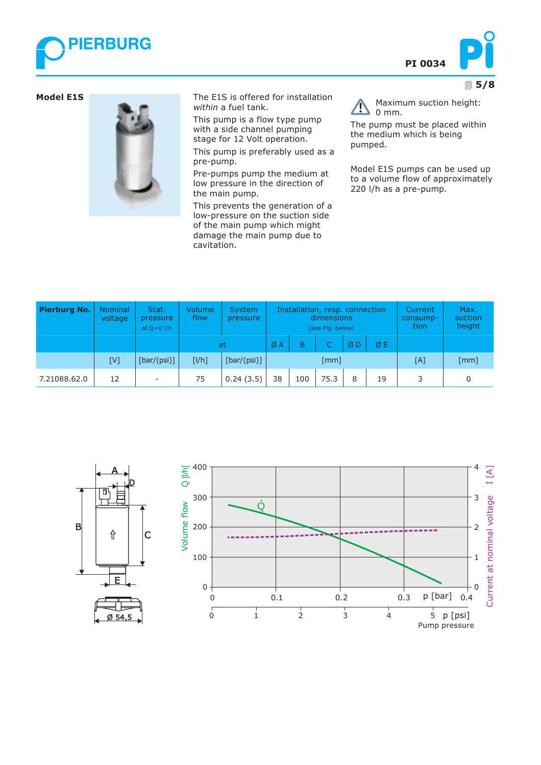**Model E1S**

The E1S is offered for installation *within* a fuel tank.

This pump is a flow type pump with a side channel pumping stage for 12 Volt operation.

This pump is preferably used as a pre-pump.

Pre-pumps pump the medium at low pressure in the direction of the main pump.

This prevents the generation of a low-pressure on the suction side of the main pump which might damage the main pump due to cavitation.

⚠ Maximum suction height: 0 mm.

The pump must be placed within the medium which is being pumped.

Model E1S pumps can be used up to a volume flow of approximately 220 l/h as a pre-pump.

| Pierburg No. | Nominal voltage | Stat. pressure at Q=0 l/h | Volume flow | System pressure | Installation, resp. connection dimensions (see Fig. below) | | | | | Current consump-tion | Max. suction height |
|---|---|---|---|---|---|---|---|---|---|---|---|
| | | | | at | Ø A | B | C | Ø D | Ø E | | |
| | [V] | [bar/(psi)] | [l/h] | [bar/(psi)] | [mm] | | | | | [A] | [mm] |
| 7.21088.62.0 | 12 | - | 75 | 0.24 (3.5) | 38 | 100 | 75.3 | 8 | 19 | 3 | 0 |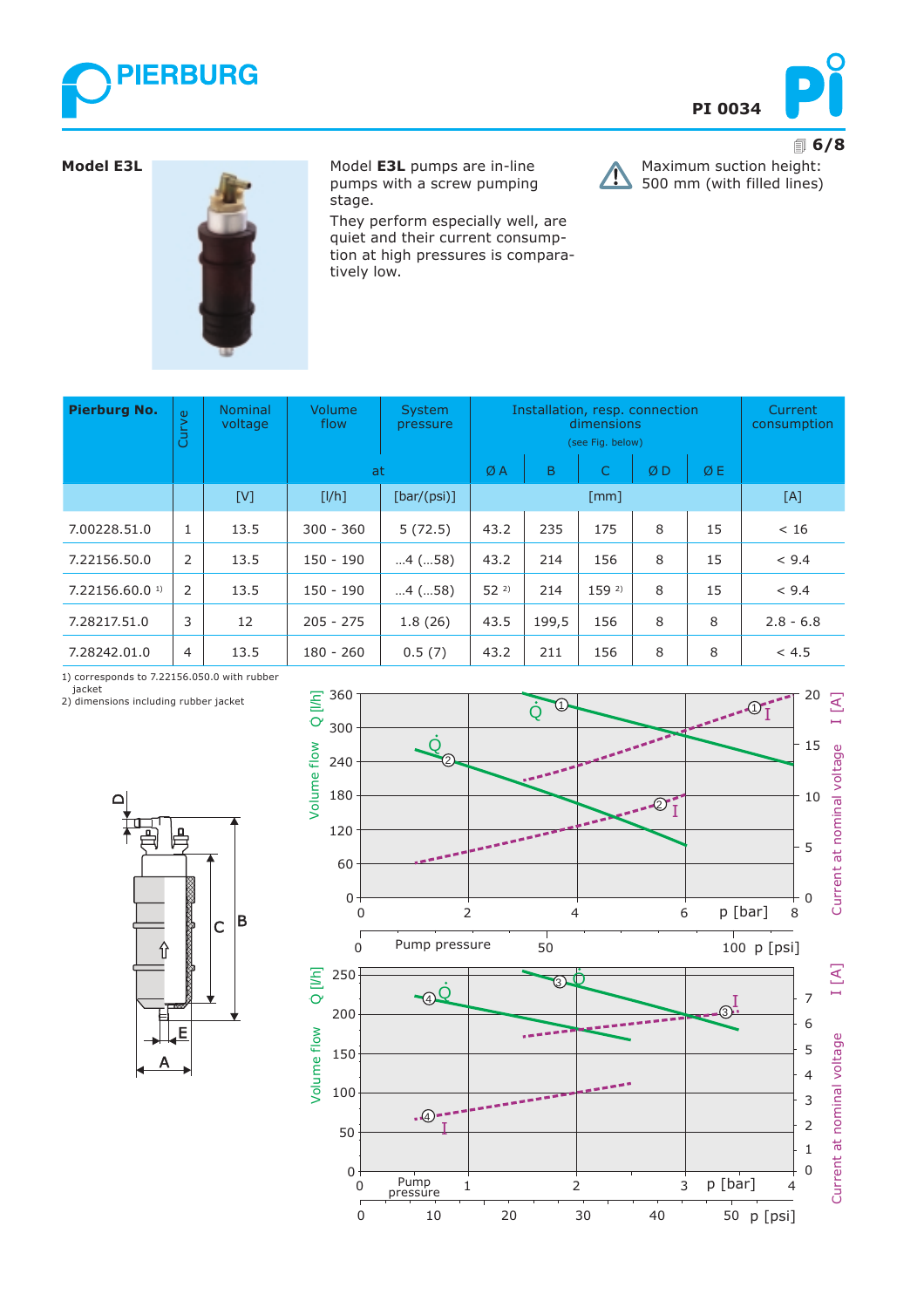## Model E3L

Model **E3L** pumps are in-line pumps with a screw pumping stage.

They perform especially well, are quiet and their current consumption at high pressures is comparatively low.

Maximum suction height: 500 mm (with filled lines)

| Pierburg No. | Curve | Nominal voltage | Volume flow | System pressure | Installation, resp. connection dimensions (see Fig. below) | | | | | Current consumption |
|---|---|---|---|---|---|---|---|---|---|---|
| | | | at | | Ø A | B | C | Ø D | Ø E | |
| | | [V] | [l/h] | [bar/(psi)] | [mm] | | | | | [A] |
| 7.00228.51.0 | 1 | 13.5 | 300 - 360 | 5 (72.5) | 43.2 | 235 | 175 | 8 | 15 | < 16 |
| 7.22156.50.0 | 2 | 13.5 | 150 - 190 | ...4 (...58) | 43.2 | 214 | 156 | 8 | 15 | < 9.4 |
| 7.22156.60.0 [1] | 2 | 13.5 | 150 - 190 | ...4 (...58) | 52 [2] | 214 | 159 [2] | 8 | 15 | < 9.4 |
| 7.28217.51.0 | 3 | 12 | 205 - 275 | 1.8 (26) | 43.5 | 199,5 | 156 | 8 | 8 | 2.8 - 6.8 |
| 7.28242.01.0 | 4 | 13.5 | 180 - 260 | 0.5 (7) | 43.2 | 211 | 156 | 8 | 8 | < 4.5 |

1) corresponds to 7.22156.050.0 with rubber jacket
2) dimensions including rubber jacket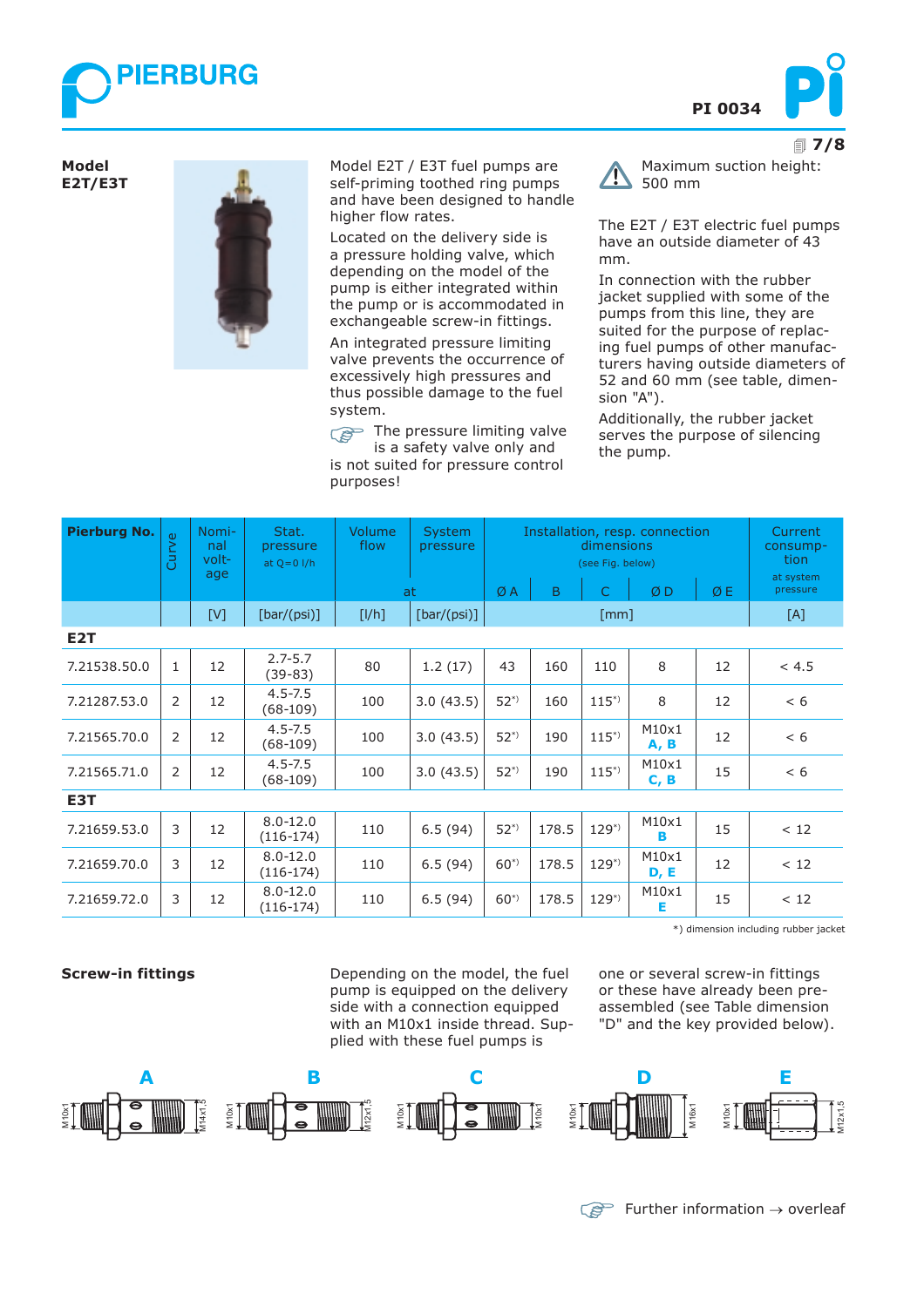**PIERBURG** PI 0034

## Model E2T/E3T

Model E2T / E3T fuel pumps are self-priming toothed ring pumps and have been designed to handle higher flow rates.

Located on the delivery side is a pressure holding valve, which depending on the model of the pump is either integrated within the pump or is accommodated in exchangeable screw-in fittings.

An integrated pressure limiting valve prevents the occurrence of excessively high pressures and thus possible damage to the fuel system.

The pressure limiting valve is a safety valve only and is not suited for pressure control purposes!

Maximum suction height: 500 mm

The E2T / E3T electric fuel pumps have an outside diameter of 43 mm.

In connection with the rubber jacket supplied with some of the pumps from this line, they are suited for the purpose of replacing fuel pumps of other manufacturers having outside diameters of 52 and 60 mm (see table, dimension "A").

Additionally, the rubber jacket serves the purpose of silencing the pump.

| Pierburg No. | Curve | Nominal voltage | Stat. pressure at Q=0 l/h | Volume flow | System pressure | Installation, resp. connection dimensions (see Fig. below) | | | | | Current consumption at system pressure |
|---|---|---|---|---|---|---|---|---|---|---|---|
| | | | | at | | Ø A | B | C | Ø D | Ø E | |
| | | [V] | [bar/(psi)] | [l/h] | [bar/(psi)] | [mm] | | | | | [A] |
| **E2T** | | | | | | | | | | | |
| 7.21538.50.0 | 1 | 12 | 2.7-5.7 (39-83) | 80 | 1.2 (17) | 43 | 160 | 110 | 8 | 12 | < 4.5 |
| 7.21287.53.0 | 2 | 12 | 4.5-7.5 (68-109) | 100 | 3.0 (43.5) | 52*) | 160 | 115*) | 8 | 12 | < 6 |
| 7.21565.70.0 | 2 | 12 | 4.5-7.5 (68-109) | 100 | 3.0 (43.5) | 52*) | 190 | 115*) | M10x1 A, B | 12 | < 6 |
| 7.21565.71.0 | 2 | 12 | 4.5-7.5 (68-109) | 100 | 3.0 (43.5) | 52*) | 190 | 115*) | M10x1 C, B | 15 | < 6 |
| **E3T** | | | | | | | | | | | |
| 7.21659.53.0 | 3 | 12 | 8.0-12.0 (116-174) | 110 | 6.5 (94) | 52*) | 178.5 | 129*) | M10x1 B | 15 | < 12 |
| 7.21659.70.0 | 3 | 12 | 8.0-12.0 (116-174) | 110 | 6.5 (94) | 60*) | 178.5 | 129*) | M10x1 D, E | 12 | < 12 |
| 7.21659.72.0 | 3 | 12 | 8.0-12.0 (116-174) | 110 | 6.5 (94) | 60*) | 178.5 | 129*) | M10x1 E | 15 | < 12 |

*) dimension including rubber jacket

### Screw-in fittings

Depending on the model, the fuel pump is equipped on the delivery side with a connection equipped with an M10x1 inside thread. Supplied with these fuel pumps is one or several screw-in fittings or these have already been pre-assembled (see Table dimension "D" and the key provided below).

**A** M10x1 – M14x1.5  
**B** M10x1 – M12x1.5  
**C** M10x1 – M10x1  
**D** M10x1 – M16x1  
**E** M10x1 – M12x1.5

Further information → overleaf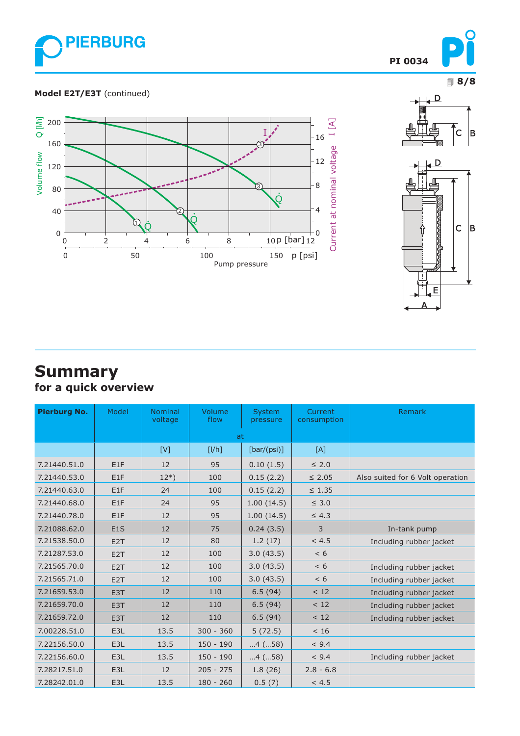**Model E2T/E3T** (continued)

Q [l/h] Volume flow

200
160
120
80
40
0

0 2 4 6 8 10 p [bar] 12

0 50 100 150 p [psi]

Pump pressure

I [A] Current at nominal voltage

16
12
8
4
0

I

Q̇

1 2 3

D
C
B
E
A

# Summary

## for a quick overview

| Pierburg No. | Model | Nominal voltage | Volume flow | System pressure | Current consumption | Remark |
|---|---|---|---|---|---|---|
| | | | at | | | |
| | | [V] | [l/h] | [bar/(psi)] | [A] | |
| 7.21440.51.0 | E1F | 12 | 95 | 0.10 (1.5) | ≤ 2.0 | |
| 7.21440.53.0 | E1F | 12*) | 100 | 0.15 (2.2) | ≤ 2.05 | Also suited for 6 Volt operation |
| 7.21440.63.0 | E1F | 24 | 100 | 0.15 (2.2) | ≤ 1.35 | |
| 7.21440.68.0 | E1F | 24 | 95 | 1.00 (14.5) | ≤ 3.0 | |
| 7.21440.78.0 | E1F | 12 | 95 | 1.00 (14.5) | ≤ 4.3 | |
| 7.21088.62.0 | E1S | 12 | 75 | 0.24 (3.5) | 3 | In-tank pump |
| 7.21538.50.0 | E2T | 12 | 80 | 1.2 (17) | < 4.5 | Including rubber jacket |
| 7.21287.53.0 | E2T | 12 | 100 | 3.0 (43.5) | < 6 | |
| 7.21565.70.0 | E2T | 12 | 100 | 3.0 (43.5) | < 6 | Including rubber jacket |
| 7.21565.71.0 | E2T | 12 | 100 | 3.0 (43.5) | < 6 | Including rubber jacket |
| 7.21659.53.0 | E3T | 12 | 110 | 6.5 (94) | < 12 | Including rubber jacket |
| 7.21659.70.0 | E3T | 12 | 110 | 6.5 (94) | < 12 | Including rubber jacket |
| 7.21659.72.0 | E3T | 12 | 110 | 6.5 (94) | < 12 | Including rubber jacket |
| 7.00228.51.0 | E3L | 13.5 | 300 - 360 | 5 (72.5) | < 16 | |
| 7.22156.50.0 | E3L | 13.5 | 150 - 190 | ...4 (...58) | < 9.4 | |
| 7.22156.60.0 | E3L | 13.5 | 150 - 190 | ...4 (...58) | < 9.4 | Including rubber jacket |
| 7.28217.51.0 | E3L | 12 | 205 - 275 | 1.8 (26) | 2.8 - 6.8 | |
| 7.28242.01.0 | E3L | 13.5 | 180 - 260 | 0.5 (7) | < 4.5 | |